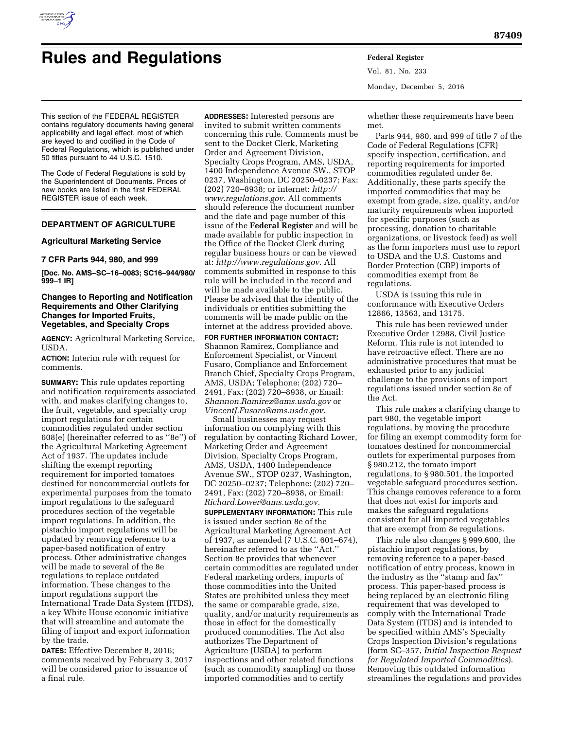# Rules and Regulations

This section of the FEDERAL REGISTER contains regulatory documents having general applicability and legal effect, most of which are keyed to and codified in the Code of Federal Regulations, which is published under 50 titles pursuant to 44 U.S.C. 1510.

The Code of Federal Regulations is sold by the Superintendent of Documents. Prices of new books are listed in the first FEDERAL REGISTER issue of each week.

## DEPARTMENT OF AGRICULTURE

### Agricultural Marketing Service

### 7 CFR Parts 944, 980, and 999

**[Doc. No. AMS–SC–16–0083; SC16–944/980/999–1 IR]**

### Changes to Reporting and Notification Requirements and Other Clarifying Changes for Imported Fruits, Vegetables, and Specialty Crops

**AGENCY:** Agricultural Marketing Service, USDA.

**ACTION:** Interim rule with request for comments.

**SUMMARY:** This rule updates reporting and notification requirements associated with, and makes clarifying changes to, the fruit, vegetable, and specialty crop import regulations for certain commodities regulated under section 608(e) (hereinafter referred to as ''8e'') of the Agricultural Marketing Agreement Act of 1937. The updates include shifting the exempt reporting requirement for imported tomatoes destined for noncommercial outlets for experimental purposes from the tomato import regulations to the safeguard procedures section of the vegetable import regulations. In addition, the pistachio import regulations will be updated by removing reference to a paper-based notification of entry process. Other administrative changes will be made to several of the 8e regulations to replace outdated information. These changes to the import regulations support the International Trade Data System (ITDS), a key White House economic initiative that will streamline and automate the filing of import and export information by the trade.

**DATES:** Effective December 8, 2016; comments received by February 3, 2017 will be considered prior to issuance of a final rule.

**ADDRESSES:** Interested persons are invited to submit written comments concerning this rule. Comments must be sent to the Docket Clerk, Marketing Order and Agreement Division, Specialty Crops Program, AMS, USDA, 1400 Independence Avenue SW., STOP 0237, Washington, DC 20250–0237; Fax: (202) 720–8938; or internet: *http://www.regulations.gov.* All comments should reference the document number and the date and page number of this issue of the **Federal Register** and will be made available for public inspection in the Office of the Docket Clerk during regular business hours or can be viewed at: *http://www.regulations.gov.* All comments submitted in response to this rule will be included in the record and will be made available to the public. Please be advised that the identity of the individuals or entities submitting the comments will be made public on the internet at the address provided above.

**FOR FURTHER INFORMATION CONTACT:** Shannon Ramirez, Compliance and Enforcement Specialist, or Vincent Fusaro, Compliance and Enforcement Branch Chief, Specialty Crops Program, AMS, USDA; Telephone: (202) 720–2491, Fax: (202) 720–8938, or Email: *Shannon.Ramirez@ams.usda.gov* or *VincentJ.Fusaro@ams.usda.gov.*

Small businesses may request information on complying with this regulation by contacting Richard Lower, Marketing Order and Agreement Division, Specialty Crops Program, AMS, USDA, 1400 Independence Avenue SW., STOP 0237, Washington, DC 20250–0237; Telephone: (202) 720–2491, Fax: (202) 720–8938, or Email: *Richard.Lower@ams.usda.gov.*

**SUPPLEMENTARY INFORMATION:** This rule is issued under section 8e of the Agricultural Marketing Agreement Act of 1937, as amended (7 U.S.C. 601–674), hereinafter referred to as the ''Act.'' Section 8e provides that whenever certain commodities are regulated under Federal marketing orders, imports of those commodities into the United States are prohibited unless they meet the same or comparable grade, size, quality, and/or maturity requirements as those in effect for the domestically produced commodities. The Act also authorizes The Department of Agriculture (USDA) to perform inspections and other related functions (such as commodity sampling) on those imported commodities and to certify whether these requirements have been met.

Parts 944, 980, and 999 of title 7 of the Code of Federal Regulations (CFR) specify inspection, certification, and reporting requirements for imported commodities regulated under 8e. Additionally, these parts specify the imported commodities that may be exempt from grade, size, quality, and/or maturity requirements when imported for specific purposes (such as processing, donation to charitable organizations, or livestock feed) as well as the form importers must use to report to USDA and the U.S. Customs and Border Protection (CBP) imports of commodities exempt from 8e regulations.

USDA is issuing this rule in conformance with Executive Orders 12866, 13563, and 13175.

This rule has been reviewed under Executive Order 12988, Civil Justice Reform. This rule is not intended to have retroactive effect. There are no administrative procedures that must be exhausted prior to any judicial challenge to the provisions of import regulations issued under section 8e of the Act.

This rule makes a clarifying change to part 980, the vegetable import regulations, by moving the procedure for filing an exempt commodity form for tomatoes destined for noncommercial outlets for experimental purposes from § 980.212, the tomato import regulations, to § 980.501, the imported vegetable safeguard procedures section. This change removes reference to a form that does not exist for imports and makes the safeguard regulations consistent for all imported vegetables that are exempt from 8e regulations.

This rule also changes § 999.600, the pistachio import regulations, by removing reference to a paper-based notification of entry process, known in the industry as the ''stamp and fax'' process. This paper-based process is being replaced by an electronic filing requirement that was developed to comply with the International Trade Data System (ITDS) and is intended to be specified within AMS's Specialty Crops Inspection Division's regulations (form SC–357, *Initial Inspection Request for Regulated Imported Commodities*). Removing this outdated information streamlines the regulations and provides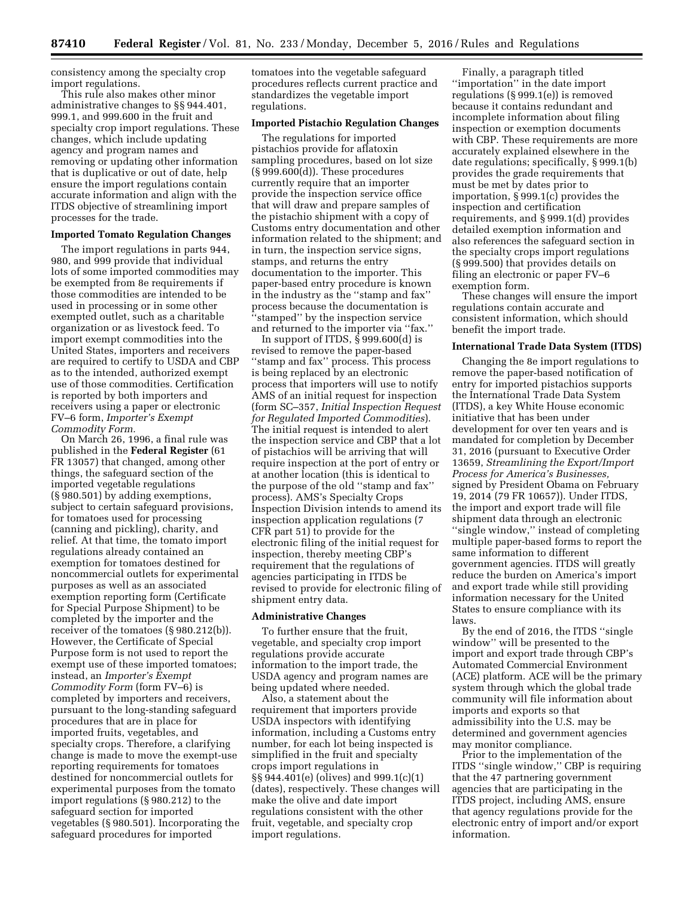consistency among the specialty crop import regulations.

This rule also makes other minor administrative changes to §§ 944.401, 999.1, and 999.600 in the fruit and specialty crop import regulations. These changes, which include updating agency and program names and removing or updating other information that is duplicative or out of date, help ensure the import regulations contain accurate information and align with the ITDS objective of streamlining import processes for the trade.

**Imported Tomato Regulation Changes**

The import regulations in parts 944, 980, and 999 provide that individual lots of some imported commodities may be exempted from 8e requirements if those commodities are intended to be used in processing or in some other exempted outlet, such as a charitable organization or as livestock feed. To import exempt commodities into the United States, importers and receivers are required to certify to USDA and CBP as to the intended, authorized exempt use of those commodities. Certification is reported by both importers and receivers using a paper or electronic FV–6 form, *Importer's Exempt Commodity Form.*

On March 26, 1996, a final rule was published in the **Federal Register** (61 FR 13057) that changed, among other things, the safeguard section of the imported vegetable regulations (§ 980.501) by adding exemptions, subject to certain safeguard provisions, for tomatoes used for processing (canning and pickling), charity, and relief. At that time, the tomato import regulations already contained an exemption for tomatoes destined for noncommercial outlets for experimental purposes as well as an associated exemption reporting form (Certificate for Special Purpose Shipment) to be completed by the importer and the receiver of the tomatoes (§ 980.212(b)). However, the Certificate of Special Purpose form is not used to report the exempt use of these imported tomatoes; instead, an *Importer's Exempt Commodity Form* (form FV–6) is completed by importers and receivers, pursuant to the long-standing safeguard procedures that are in place for imported fruits, vegetables, and specialty crops. Therefore, a clarifying change is made to move the exempt-use reporting requirements for tomatoes destined for noncommercial outlets for experimental purposes from the tomato import regulations (§ 980.212) to the safeguard section for imported vegetables (§ 980.501). Incorporating the safeguard procedures for imported tomatoes into the vegetable safeguard procedures reflects current practice and standardizes the vegetable import regulations.

**Imported Pistachio Regulation Changes**

The regulations for imported pistachios provide for aflatoxin sampling procedures, based on lot size (§ 999.600(d)). These procedures currently require that an importer provide the inspection service office that will draw and prepare samples of the pistachio shipment with a copy of Customs entry documentation and other information related to the shipment; and in turn, the inspection service signs, stamps, and returns the entry documentation to the importer. This paper-based entry procedure is known in the industry as the "stamp and fax" process because the documentation is "stamped" by the inspection service and returned to the importer via "fax."

In support of ITDS, § 999.600(d) is revised to remove the paper-based "stamp and fax" process. This process is being replaced by an electronic process that importers will use to notify AMS of an initial request for inspection (form SC–357, *Initial Inspection Request for Regulated Imported Commodities*). The initial request is intended to alert the inspection service and CBP that a lot of pistachios will be arriving that will require inspection at the port of entry or at another location (this is identical to the purpose of the old "stamp and fax" process). AMS's Specialty Crops Inspection Division intends to amend its inspection application regulations (7 CFR part 51) to provide for the electronic filing of the initial request for inspection, thereby meeting CBP's requirement that the regulations of agencies participating in ITDS be revised to provide for electronic filing of shipment entry data.

**Administrative Changes**

To further ensure that the fruit, vegetable, and specialty crop import regulations provide accurate information to the import trade, the USDA agency and program names are being updated where needed.

Also, a statement about the requirement that importers provide USDA inspectors with identifying information, including a Customs entry number, for each lot being inspected is simplified in the fruit and specialty crops import regulations in §§ 944.401(e) (olives) and 999.1(c)(1) (dates), respectively. These changes will make the olive and date import regulations consistent with the other fruit, vegetable, and specialty crop import regulations.

Finally, a paragraph titled "importation" in the date import regulations (§ 999.1(e)) is removed because it contains redundant and incomplete information about filing inspection or exemption documents with CBP. These requirements are more accurately explained elsewhere in the date regulations; specifically, § 999.1(b) provides the grade requirements that must be met by dates prior to importation, § 999.1(c) provides the inspection and certification requirements, and § 999.1(d) provides detailed exemption information and also references the safeguard section in the specialty crops import regulations (§ 999.500) that provides details on filing an electronic or paper FV–6 exemption form.

These changes will ensure the import regulations contain accurate and consistent information, which should benefit the import trade.

**International Trade Data System (ITDS)**

Changing the 8e import regulations to remove the paper-based notification of entry for imported pistachios supports the International Trade Data System (ITDS), a key White House economic initiative that has been under development for over ten years and is mandated for completion by December 31, 2016 (pursuant to Executive Order 13659, *Streamlining the Export/Import Process for America's Businesses,* signed by President Obama on February 19, 2014 (79 FR 10657)). Under ITDS, the import and export trade will file shipment data through an electronic "single window," instead of completing multiple paper-based forms to report the same information to different government agencies. ITDS will greatly reduce the burden on America's import and export trade while still providing information necessary for the United States to ensure compliance with its laws.

By the end of 2016, the ITDS "single window" will be presented to the import and export trade through CBP's Automated Commercial Environment (ACE) platform. ACE will be the primary system through which the global trade community will file information about imports and exports so that admissibility into the U.S. may be determined and government agencies may monitor compliance.

Prior to the implementation of the ITDS "single window," CBP is requiring that the 47 partnering government agencies that are participating in the ITDS project, including AMS, ensure that agency regulations provide for the electronic entry of import and/or export information.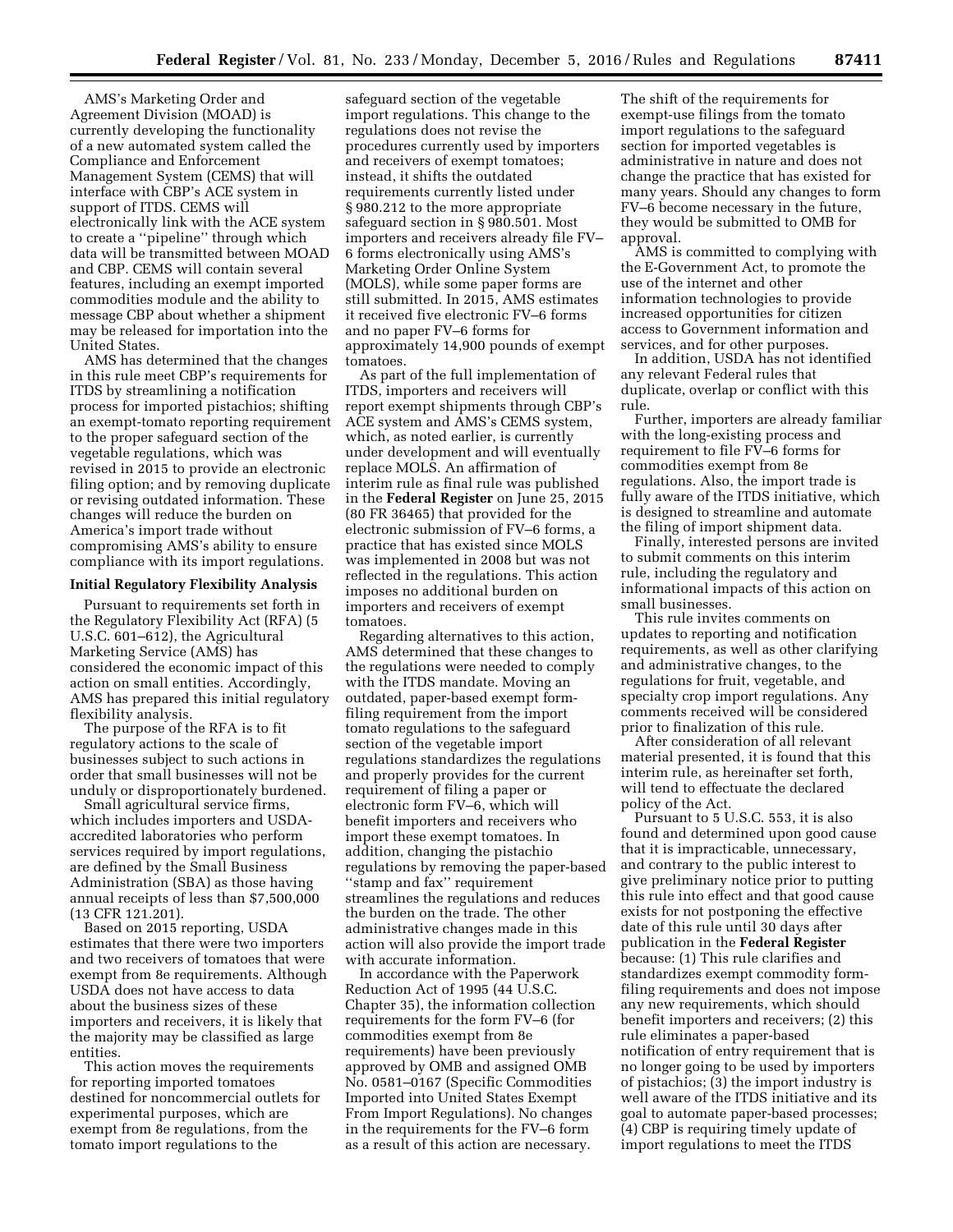AMS's Marketing Order and Agreement Division (MOAD) is currently developing the functionality of a new automated system called the Compliance and Enforcement Management System (CEMS) that will interface with CBP's ACE system in support of ITDS. CEMS will electronically link with the ACE system to create a ''pipeline'' through which data will be transmitted between MOAD and CBP. CEMS will contain several features, including an exempt imported commodities module and the ability to message CBP about whether a shipment may be released for importation into the United States.

AMS has determined that the changes in this rule meet CBP's requirements for ITDS by streamlining a notification process for imported pistachios; shifting an exempt-tomato reporting requirement to the proper safeguard section of the vegetable regulations, which was revised in 2015 to provide an electronic filing option; and by removing duplicate or revising outdated information. These changes will reduce the burden on America's import trade without compromising AMS's ability to ensure compliance with its import regulations.

**Initial Regulatory Flexibility Analysis**

Pursuant to requirements set forth in the Regulatory Flexibility Act (RFA) (5 U.S.C. 601–612), the Agricultural Marketing Service (AMS) has considered the economic impact of this action on small entities. Accordingly, AMS has prepared this initial regulatory flexibility analysis.

The purpose of the RFA is to fit regulatory actions to the scale of businesses subject to such actions in order that small businesses will not be unduly or disproportionately burdened.

Small agricultural service firms, which includes importers and USDA-accredited laboratories who perform services required by import regulations, are defined by the Small Business Administration (SBA) as those having annual receipts of less than $7,500,000 (13 CFR 121.201).

Based on 2015 reporting, USDA estimates that there were two importers and two receivers of tomatoes that were exempt from 8e requirements. Although USDA does not have access to data about the business sizes of these importers and receivers, it is likely that the majority may be classified as large entities.

This action moves the requirements for reporting imported tomatoes destined for noncommercial outlets for experimental purposes, which are exempt from 8e regulations, from the tomato import regulations to the safeguard section of the vegetable import regulations. This change to the regulations does not revise the procedures currently used by importers and receivers of exempt tomatoes; instead, it shifts the outdated requirements currently listed under § 980.212 to the more appropriate safeguard section in § 980.501. Most importers and receivers already file FV–6 forms electronically using AMS's Marketing Order Online System (MOLS), while some paper forms are still submitted. In 2015, AMS estimates it received five electronic FV–6 forms and no paper FV–6 forms for approximately 14,900 pounds of exempt tomatoes.

As part of the full implementation of ITDS, importers and receivers will report exempt shipments through CBP's ACE system and AMS's CEMS system, which, as noted earlier, is currently under development and will eventually replace MOLS. An affirmation of interim rule as final rule was published in the **Federal Register** on June 25, 2015 (80 FR 36465) that provided for the electronic submission of FV–6 forms, a practice that has existed since MOLS was implemented in 2008 but was not reflected in the regulations. This action imposes no additional burden on importers and receivers of exempt tomatoes.

Regarding alternatives to this action, AMS determined that these changes to the regulations were needed to comply with the ITDS mandate. Moving an outdated, paper-based exempt form-filing requirement from the import tomato regulations to the safeguard section of the vegetable import regulations standardizes the regulations and properly provides for the current requirement of filing a paper or electronic form FV–6, which will benefit importers and receivers who import these exempt tomatoes. In addition, changing the pistachio regulations by removing the paper-based ''stamp and fax'' requirement streamlines the regulations and reduces the burden on the trade. The other administrative changes made in this action will also provide the import trade with accurate information.

In accordance with the Paperwork Reduction Act of 1995 (44 U.S.C. Chapter 35), the information collection requirements for the form FV–6 (for commodities exempt from 8e requirements) have been previously approved by OMB and assigned OMB No. 0581–0167 (Specific Commodities Imported into United States Exempt From Import Regulations). No changes in the requirements for the FV–6 form as a result of this action are necessary. The shift of the requirements for exempt-use filings from the tomato import regulations to the safeguard section for imported vegetables is administrative in nature and does not change the practice that has existed for many years. Should any changes to form FV–6 become necessary in the future, they would be submitted to OMB for approval.

AMS is committed to complying with the E-Government Act, to promote the use of the internet and other information technologies to provide increased opportunities for citizen access to Government information and services, and for other purposes.

In addition, USDA has not identified any relevant Federal rules that duplicate, overlap or conflict with this rule.

Further, importers are already familiar with the long-existing process and requirement to file FV–6 forms for commodities exempt from 8e regulations. Also, the import trade is fully aware of the ITDS initiative, which is designed to streamline and automate the filing of import shipment data.

Finally, interested persons are invited to submit comments on this interim rule, including the regulatory and informational impacts of this action on small businesses.

This rule invites comments on updates to reporting and notification requirements, as well as other clarifying and administrative changes, to the regulations for fruit, vegetable, and specialty crop import regulations. Any comments received will be considered prior to finalization of this rule.

After consideration of all relevant material presented, it is found that this interim rule, as hereinafter set forth, will tend to effectuate the declared policy of the Act.

Pursuant to 5 U.S.C. 553, it is also found and determined upon good cause that it is impracticable, unnecessary, and contrary to the public interest to give preliminary notice prior to putting this rule into effect and that good cause exists for not postponing the effective date of this rule until 30 days after publication in the **Federal Register** because: (1) This rule clarifies and standardizes exempt commodity form-filing requirements and does not impose any new requirements, which should benefit importers and receivers; (2) this rule eliminates a paper-based notification of entry requirement that is no longer going to be used by importers of pistachios; (3) the import industry is well aware of the ITDS initiative and its goal to automate paper-based processes; (4) CBP is requiring timely update of import regulations to meet the ITDS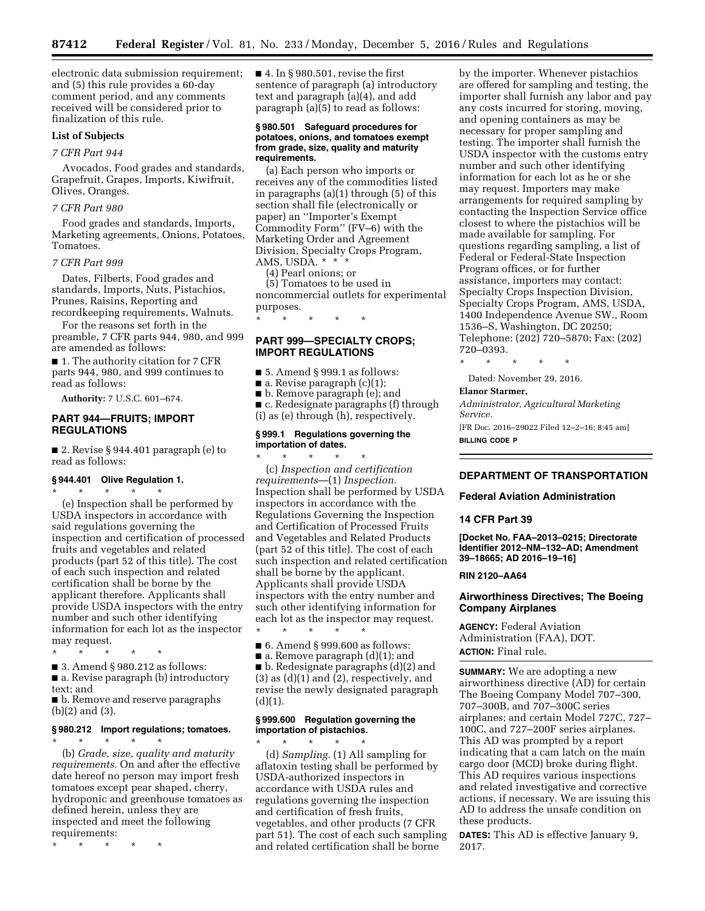electronic data submission requirement; and (5) this rule provides a 60-day comment period, and any comments received will be considered prior to finalization of this rule.

### List of Subjects

*7 CFR Part 944*

Avocados, Food grades and standards, Grapefruit, Grapes, Imports, Kiwifruit, Olives, Oranges.

*7 CFR Part 980*

Food grades and standards, Imports, Marketing agreements, Onions, Potatoes, Tomatoes.

*7 CFR Part 999*

Dates, Filberts, Food grades and standards, Imports, Nuts, Pistachios, Prunes, Raisins, Reporting and recordkeeping requirements, Walnuts.

For the reasons set forth in the preamble, 7 CFR parts 944, 980, and 999 are amended as follows:

■ 1. The authority citation for 7 CFR parts 944, 980, and 999 continues to read as follows:

**Authority:** 7 U.S.C. 601–674.

## PART 944—FRUITS; IMPORT REGULATIONS

■ 2. Revise § 944.401 paragraph (e) to read as follows:

#### § 944.401 Olive Regulation 1.

\* \* \* \* \*

(e) Inspection shall be performed by USDA inspectors in accordance with said regulations governing the inspection and certification of processed fruits and vegetables and related products (part 52 of this title). The cost of each such inspection and related certification shall be borne by the applicant therefore. Applicants shall provide USDA inspectors with the entry number and such other identifying information for each lot as the inspector may request.

\* \* \* \* \*

■ 3. Amend § 980.212 as follows:

■ a. Revise paragraph (b) introductory text; and

■ b. Remove and reserve paragraphs (b)(2) and (3).

#### § 980.212 Import regulations; tomatoes.

\* \* \* \* \*

(b) *Grade, size, quality and maturity requirements.* On and after the effective date hereof no person may import fresh tomatoes except pear shaped, cherry, hydroponic and greenhouse tomatoes as defined herein, unless they are inspected and meet the following requirements:

\* \* \* \* \*

■ 4. In § 980.501, revise the first sentence of paragraph (a) introductory text and paragraph (a)(4), and add paragraph (a)(5) to read as follows:

#### § 980.501 Safeguard procedures for potatoes, onions, and tomatoes exempt from grade, size, quality and maturity requirements.

(a) Each person who imports or receives any of the commodities listed in paragraphs (a)(1) through (5) of this section shall file (electronically or paper) an ''Importer's Exempt Commodity Form'' (FV–6) with the Marketing Order and Agreement Division, Specialty Crops Program, AMS, USDA. \* \* \*

(4) Pearl onions; or

(5) Tomatoes to be used in noncommercial outlets for experimental purposes.

\* \* \* \* \*

## PART 999—SPECIALTY CROPS; IMPORT REGULATIONS

■ 5. Amend § 999.1 as follows:

■ a. Revise paragraph (c)(1);

■ b. Remove paragraph (e); and

■ c. Redesignate paragraphs (f) through (i) as (e) through (h), respectively.

#### § 999.1 Regulations governing the importation of dates.

\* \* \* \* \*

(c) *Inspection and certification requirements*—(1) *Inspection.* Inspection shall be performed by USDA inspectors in accordance with the Regulations Governing the Inspection and Certification of Processed Fruits and Vegetables and Related Products (part 52 of this title). The cost of each such inspection and related certification shall be borne by the applicant. Applicants shall provide USDA inspectors with the entry number and such other identifying information for each lot as the inspector may request.

\* \* \* \* \*

■ 6. Amend § 999.600 as follows:

■ a. Remove paragraph (d)(1); and

■ b. Redesignate paragraphs (d)(2) and (3) as (d)(1) and (2), respectively, and revise the newly designated paragraph (d)(1).

#### § 999.600 Regulation governing the importation of pistachios.

\* \* \* \* \*

(d) *Sampling.* (1) All sampling for aflatoxin testing shall be performed by USDA-authorized inspectors in accordance with USDA rules and regulations governing the inspection and certification of fresh fruits, vegetables, and other products (7 CFR part 51). The cost of each such sampling and related certification shall be borne by the importer. Whenever pistachios are offered for sampling and testing, the importer shall furnish any labor and pay any costs incurred for storing, moving, and opening containers as may be necessary for proper sampling and testing. The importer shall furnish the USDA inspector with the customs entry number and such other identifying information for each lot as he or she may request. Importers may make arrangements for required sampling by contacting the Inspection Service office closest to where the pistachios will be made available for sampling. For questions regarding sampling, a list of Federal or Federal-State Inspection Program offices, or for further assistance, importers may contact: Specialty Crops Inspection Division, Specialty Crops Program, AMS, USDA, 1400 Independence Avenue SW., Room 1536–S, Washington, DC 20250; Telephone: (202) 720–5870; Fax: (202) 720–0393.

\* \* \* \* \*

Dated: November 29, 2016.

**Elanor Starmer,**

*Administrator, Agricultural Marketing Service.*

[FR Doc. 2016–29022 Filed 12–2–16; 8:45 am]

**BILLING CODE P**

## DEPARTMENT OF TRANSPORTATION

### Federal Aviation Administration

### 14 CFR Part 39

**[Docket No. FAA–2013–0215; Directorate Identifier 2012–NM–132–AD; Amendment 39–18665; AD 2016–19–16]**

**RIN 2120–AA64**

### Airworthiness Directives; The Boeing Company Airplanes

**AGENCY:** Federal Aviation Administration (FAA), DOT.

**ACTION:** Final rule.

**SUMMARY:** We are adopting a new airworthiness directive (AD) for certain The Boeing Company Model 707–300, 707–300B, and 707–300C series airplanes; and certain Model 727C, 727–100C, and 727–200F series airplanes. This AD was prompted by a report indicating that a cam latch on the main cargo door (MCD) broke during flight. This AD requires various inspections and related investigative and corrective actions, if necessary. We are issuing this AD to address the unsafe condition on these products.

**DATES:** This AD is effective January 9, 2017.